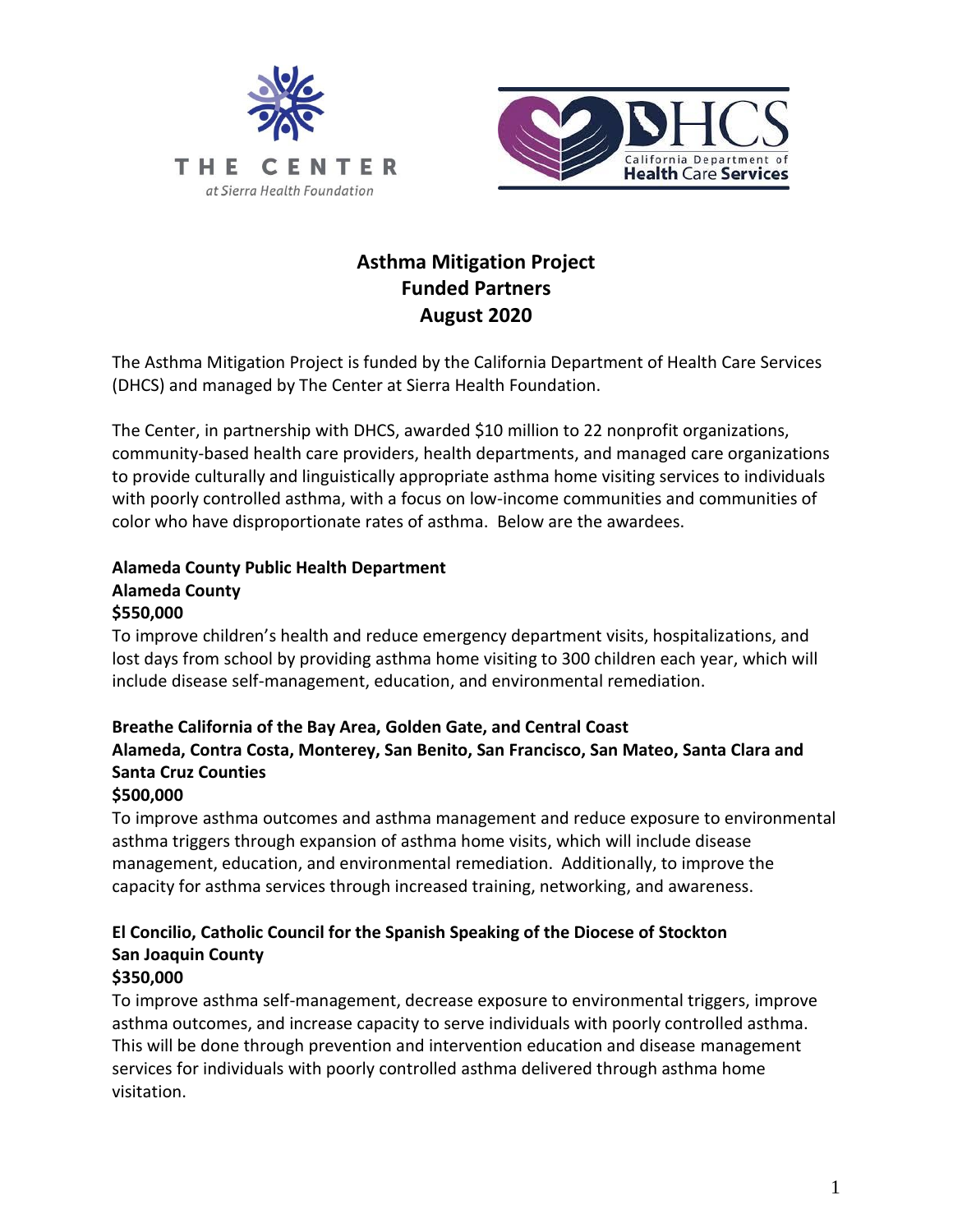# Asthma Mitigation Project
# Funded Partners
# August 2020

The Asthma Mitigation Project is funded by the California Department of Health Care Services (DHCS) and managed by The Center at Sierra Health Foundation.

The Center, in partnership with DHCS, awarded $10 million to 22 nonprofit organizations, community-based health care providers, health departments, and managed care organizations to provide culturally and linguistically appropriate asthma home visiting services to individuals with poorly controlled asthma, with a focus on low-income communities and communities of color who have disproportionate rates of asthma. Below are the awardees.

**Alameda County Public Health Department**
**Alameda County**
**$550,000**

To improve children's health and reduce emergency department visits, hospitalizations, and lost days from school by providing asthma home visiting to 300 children each year, which will include disease self-management, education, and environmental remediation.

**Breathe California of the Bay Area, Golden Gate, and Central Coast**
**Alameda, Contra Costa, Monterey, San Benito, San Francisco, San Mateo, Santa Clara and Santa Cruz Counties**
**$500,000**

To improve asthma outcomes and asthma management and reduce exposure to environmental asthma triggers through expansion of asthma home visits, which will include disease management, education, and environmental remediation. Additionally, to improve the capacity for asthma services through increased training, networking, and awareness.

**El Concilio, Catholic Council for the Spanish Speaking of the Diocese of Stockton**
**San Joaquin County**
**$350,000**

To improve asthma self-management, decrease exposure to environmental triggers, improve asthma outcomes, and increase capacity to serve individuals with poorly controlled asthma. This will be done through prevention and intervention education and disease management services for individuals with poorly controlled asthma delivered through asthma home visitation.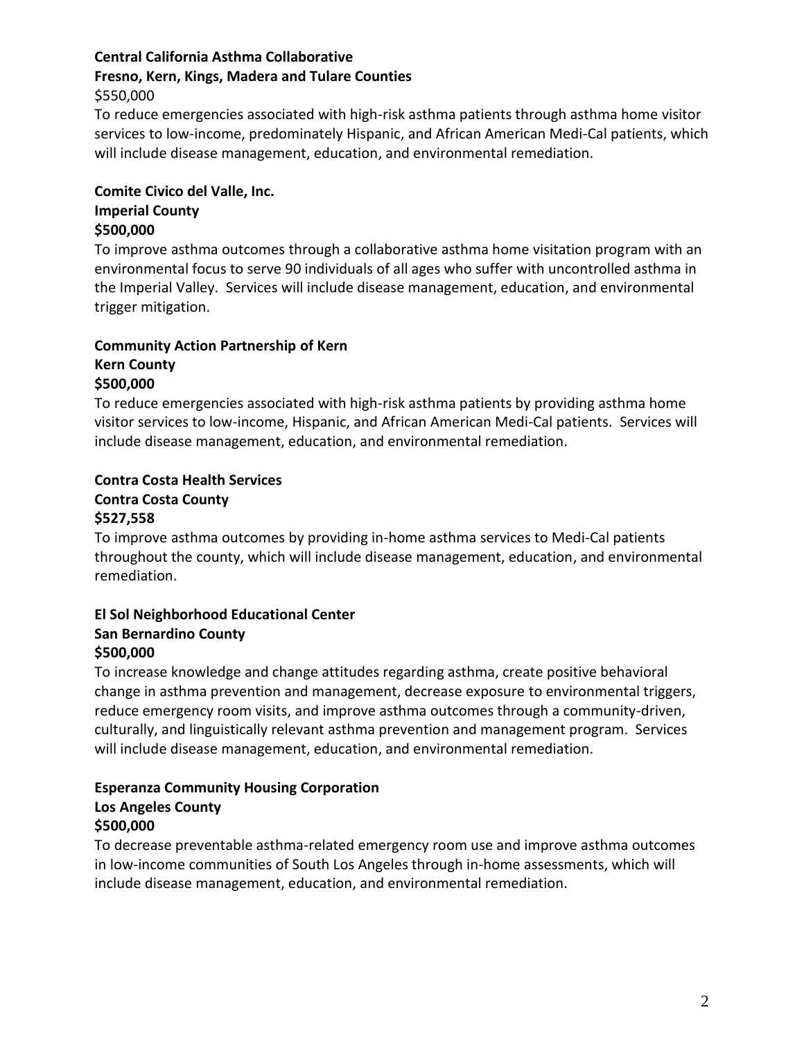**Central California Asthma Collaborative**
**Fresno, Kern, Kings, Madera and Tulare Counties**
$550,000
To reduce emergencies associated with high-risk asthma patients through asthma home visitor services to low-income, predominately Hispanic, and African American Medi-Cal patients, which will include disease management, education, and environmental remediation.

**Comite Civico del Valle, Inc.**
**Imperial County**
**$500,000**
To improve asthma outcomes through a collaborative asthma home visitation program with an environmental focus to serve 90 individuals of all ages who suffer with uncontrolled asthma in the Imperial Valley. Services will include disease management, education, and environmental trigger mitigation.

**Community Action Partnership of Kern**
**Kern County**
**$500,000**
To reduce emergencies associated with high-risk asthma patients by providing asthma home visitor services to low-income, Hispanic, and African American Medi-Cal patients. Services will include disease management, education, and environmental remediation.

**Contra Costa Health Services**
**Contra Costa County**
**$527,558**
To improve asthma outcomes by providing in-home asthma services to Medi-Cal patients throughout the county, which will include disease management, education, and environmental remediation.

**El Sol Neighborhood Educational Center**
**San Bernardino County**
**$500,000**
To increase knowledge and change attitudes regarding asthma, create positive behavioral change in asthma prevention and management, decrease exposure to environmental triggers, reduce emergency room visits, and improve asthma outcomes through a community-driven, culturally, and linguistically relevant asthma prevention and management program. Services will include disease management, education, and environmental remediation.

**Esperanza Community Housing Corporation**
**Los Angeles County**
**$500,000**
To decrease preventable asthma-related emergency room use and improve asthma outcomes in low-income communities of South Los Angeles through in-home assessments, which will include disease management, education, and environmental remediation.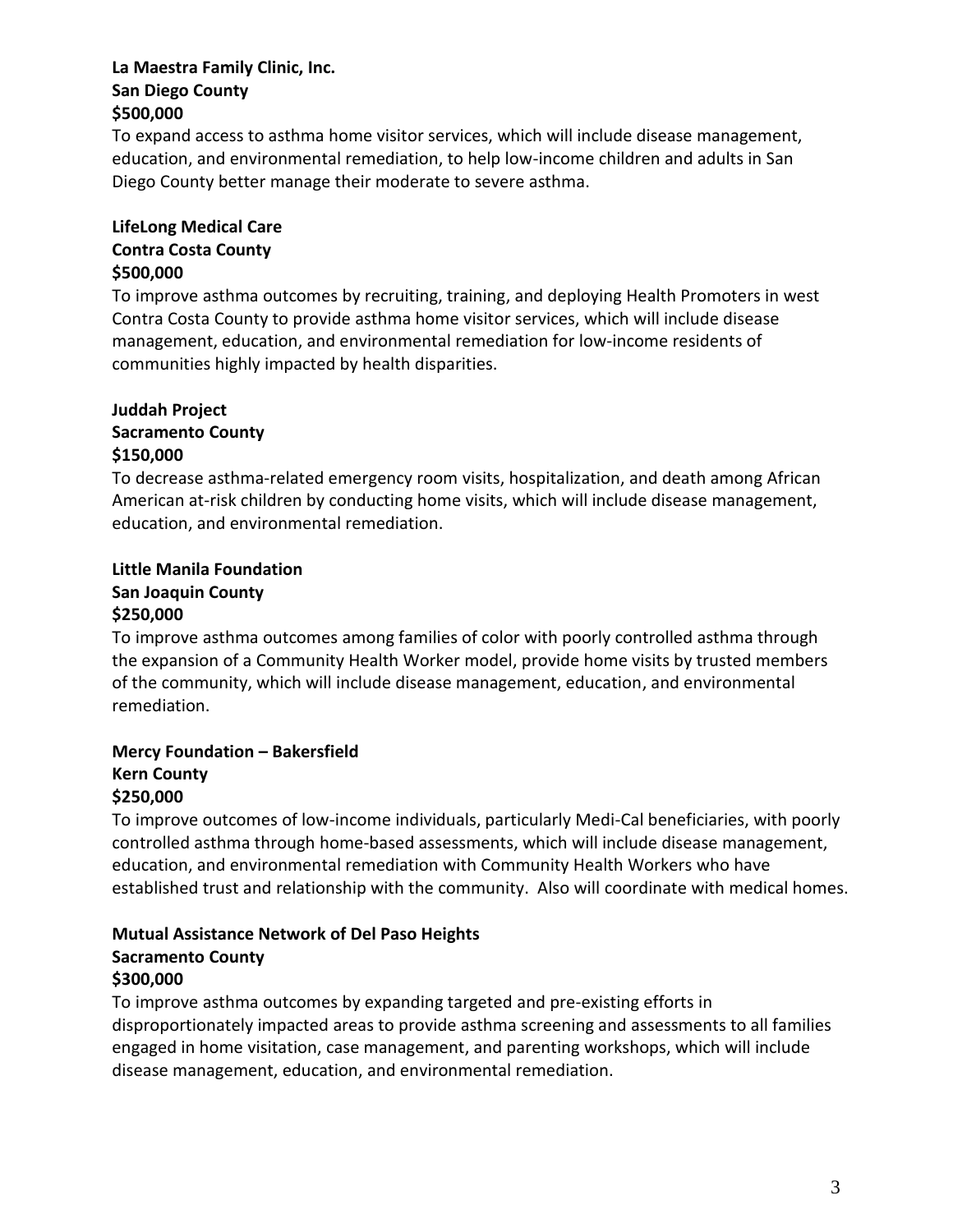**La Maestra Family Clinic, Inc.**
**San Diego County**
**$500,000**

To expand access to asthma home visitor services, which will include disease management, education, and environmental remediation, to help low-income children and adults in San Diego County better manage their moderate to severe asthma.

**LifeLong Medical Care**
**Contra Costa County**
**$500,000**

To improve asthma outcomes by recruiting, training, and deploying Health Promoters in west Contra Costa County to provide asthma home visitor services, which will include disease management, education, and environmental remediation for low-income residents of communities highly impacted by health disparities.

**Juddah Project**
**Sacramento County**
**$150,000**

To decrease asthma-related emergency room visits, hospitalization, and death among African American at-risk children by conducting home visits, which will include disease management, education, and environmental remediation.

**Little Manila Foundation**
**San Joaquin County**
**$250,000**

To improve asthma outcomes among families of color with poorly controlled asthma through the expansion of a Community Health Worker model, provide home visits by trusted members of the community, which will include disease management, education, and environmental remediation.

**Mercy Foundation – Bakersfield**
**Kern County**
**$250,000**

To improve outcomes of low-income individuals, particularly Medi-Cal beneficiaries, with poorly controlled asthma through home-based assessments, which will include disease management, education, and environmental remediation with Community Health Workers who have established trust and relationship with the community. Also will coordinate with medical homes.

**Mutual Assistance Network of Del Paso Heights**
**Sacramento County**
**$300,000**

To improve asthma outcomes by expanding targeted and pre-existing efforts in disproportionately impacted areas to provide asthma screening and assessments to all families engaged in home visitation, case management, and parenting workshops, which will include disease management, education, and environmental remediation.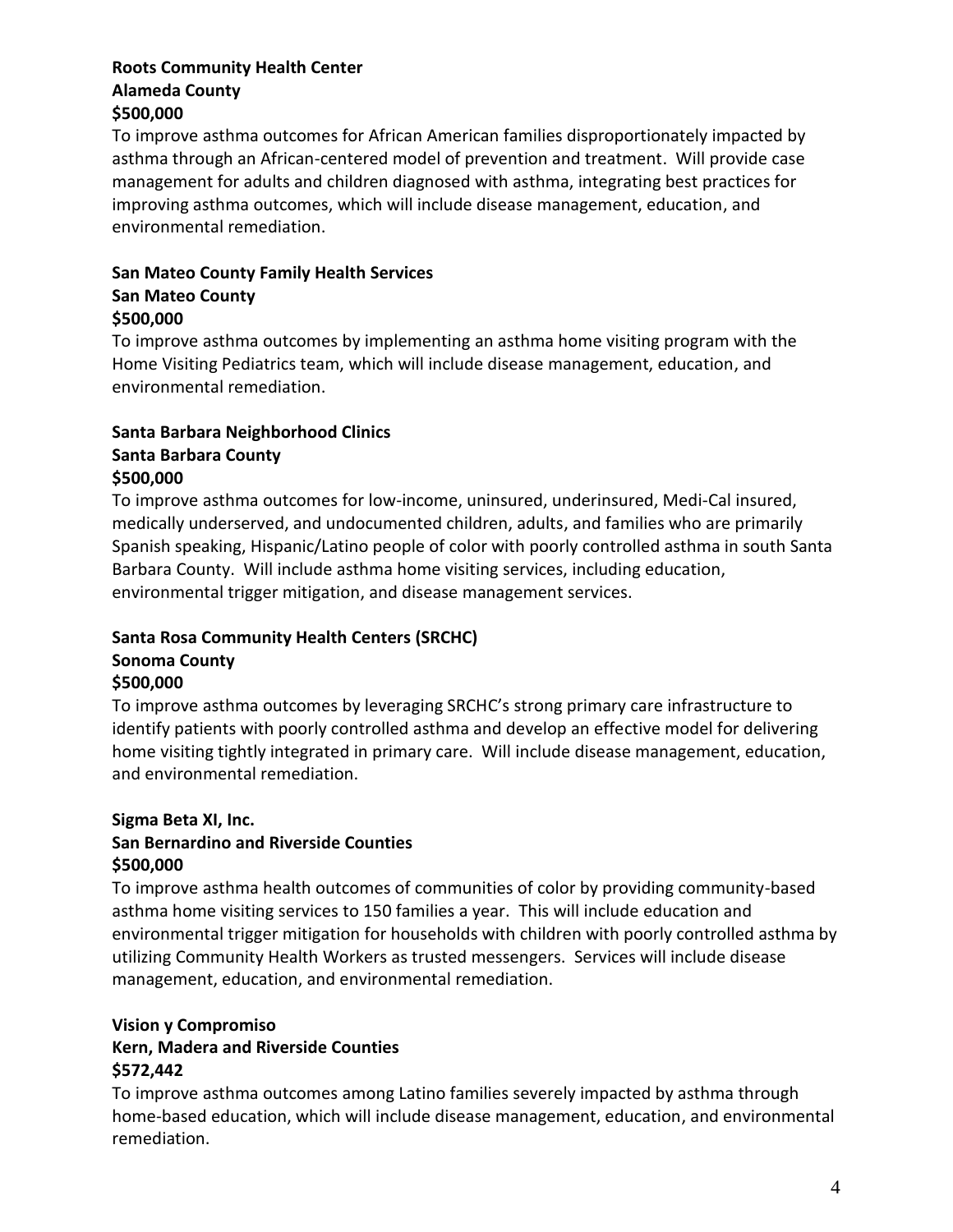**Roots Community Health Center**
**Alameda County**
**$500,000**

To improve asthma outcomes for African American families disproportionately impacted by asthma through an African-centered model of prevention and treatment. Will provide case management for adults and children diagnosed with asthma, integrating best practices for improving asthma outcomes, which will include disease management, education, and environmental remediation.

**San Mateo County Family Health Services**
**San Mateo County**
**$500,000**

To improve asthma outcomes by implementing an asthma home visiting program with the Home Visiting Pediatrics team, which will include disease management, education, and environmental remediation.

**Santa Barbara Neighborhood Clinics**
**Santa Barbara County**
**$500,000**

To improve asthma outcomes for low-income, uninsured, underinsured, Medi-Cal insured, medically underserved, and undocumented children, adults, and families who are primarily Spanish speaking, Hispanic/Latino people of color with poorly controlled asthma in south Santa Barbara County. Will include asthma home visiting services, including education, environmental trigger mitigation, and disease management services.

**Santa Rosa Community Health Centers (SRCHC)**
**Sonoma County**
**$500,000**

To improve asthma outcomes by leveraging SRCHC's strong primary care infrastructure to identify patients with poorly controlled asthma and develop an effective model for delivering home visiting tightly integrated in primary care. Will include disease management, education, and environmental remediation.

**Sigma Beta XI, Inc.**
**San Bernardino and Riverside Counties**
**$500,000**

To improve asthma health outcomes of communities of color by providing community-based asthma home visiting services to 150 families a year. This will include education and environmental trigger mitigation for households with children with poorly controlled asthma by utilizing Community Health Workers as trusted messengers. Services will include disease management, education, and environmental remediation.

**Vision y Compromiso**
**Kern, Madera and Riverside Counties**
**$572,442**

To improve asthma outcomes among Latino families severely impacted by asthma through home-based education, which will include disease management, education, and environmental remediation.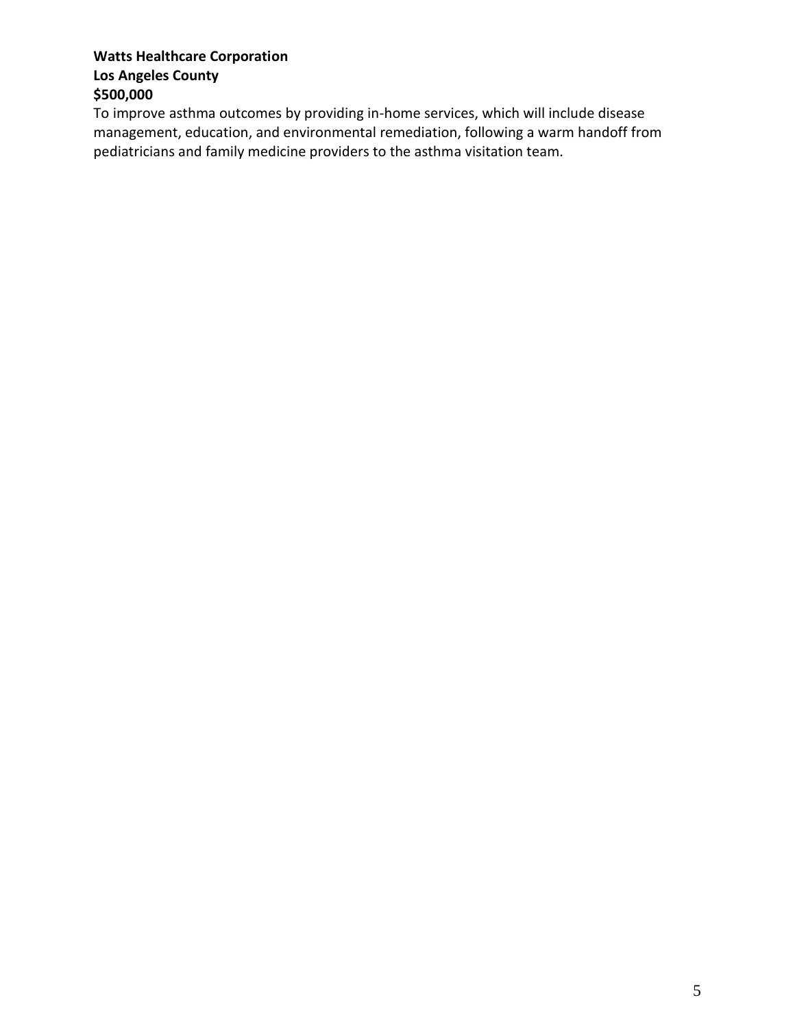**Watts Healthcare Corporation**
**Los Angeles County**
**$500,000**

To improve asthma outcomes by providing in-home services, which will include disease management, education, and environmental remediation, following a warm handoff from pediatricians and family medicine providers to the asthma visitation team.